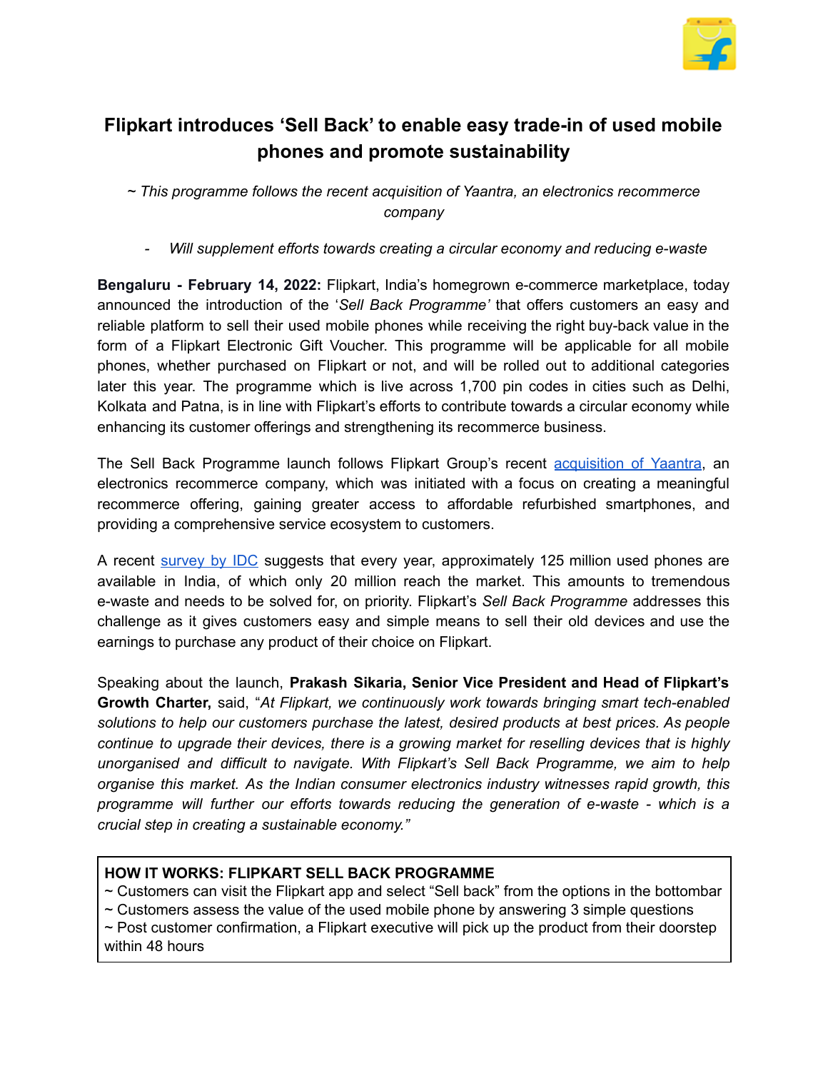# Flipkart introduces 'Sell Back' to enable easy trade-in of used mobile phones and promote sustainability

*~ This programme follows the recent acquisition of Yaantra, an electronics recommerce company*

- *Will supplement efforts towards creating a circular economy and reducing e-waste*

**Bengaluru - February 14, 2022:** Flipkart, India's homegrown e-commerce marketplace, today announced the introduction of the '*Sell Back Programme'* that offers customers an easy and reliable platform to sell their used mobile phones while receiving the right buy-back value in the form of a Flipkart Electronic Gift Voucher. This programme will be applicable for all mobile phones, whether purchased on Flipkart or not, and will be rolled out to additional categories later this year. The programme which is live across 1,700 pin codes in cities such as Delhi, Kolkata and Patna, is in line with Flipkart's efforts to contribute towards a circular economy while enhancing its customer offerings and strengthening its recommerce business.

The Sell Back Programme launch follows Flipkart Group's recent acquisition of Yaantra, an electronics recommerce company, which was initiated with a focus on creating a meaningful recommerce offering, gaining greater access to affordable refurbished smartphones, and providing a comprehensive service ecosystem to customers.

A recent survey by IDC suggests that every year, approximately 125 million used phones are available in India, of which only 20 million reach the market. This amounts to tremendous e-waste and needs to be solved for, on priority. Flipkart's *Sell Back Programme* addresses this challenge as it gives customers easy and simple means to sell their old devices and use the earnings to purchase any product of their choice on Flipkart.

Speaking about the launch, **Prakash Sikaria, Senior Vice President and Head of Flipkart's Growth Charter,** said, "*At Flipkart, we continuously work towards bringing smart tech-enabled solutions to help our customers purchase the latest, desired products at best prices. As people continue to upgrade their devices, there is a growing market for reselling devices that is highly unorganised and difficult to navigate. With Flipkart's Sell Back Programme, we aim to help organise this market. As the Indian consumer electronics industry witnesses rapid growth, this programme will further our efforts towards reducing the generation of e-waste - which is a crucial step in creating a sustainable economy."*

**HOW IT WORKS: FLIPKART SELL BACK PROGRAMME**

~ Customers can visit the Flipkart app and select "Sell back" from the options in the bottombar
~ Customers assess the value of the used mobile phone by answering 3 simple questions
~ Post customer confirmation, a Flipkart executive will pick up the product from their doorstep within 48 hours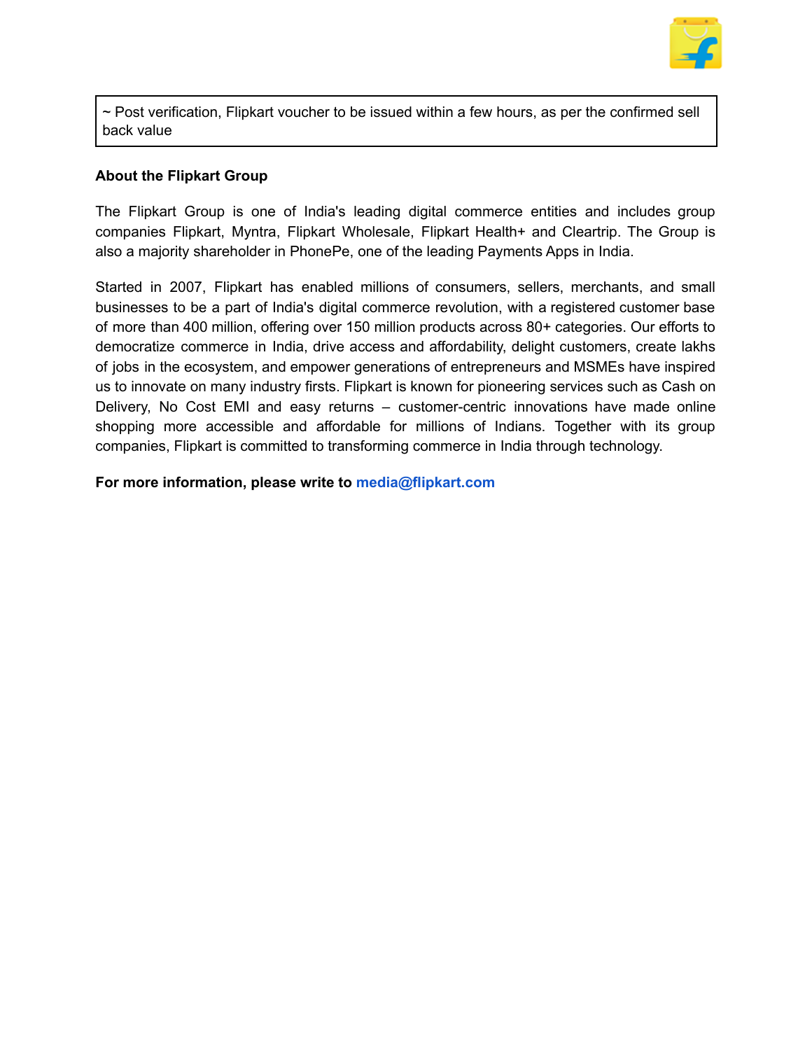~ Post verification, Flipkart voucher to be issued within a few hours, as per the confirmed sell back value

**About the Flipkart Group**

The Flipkart Group is one of India's leading digital commerce entities and includes group companies Flipkart, Myntra, Flipkart Wholesale, Flipkart Health+ and Cleartrip. The Group is also a majority shareholder in PhonePe, one of the leading Payments Apps in India.

Started in 2007, Flipkart has enabled millions of consumers, sellers, merchants, and small businesses to be a part of India's digital commerce revolution, with a registered customer base of more than 400 million, offering over 150 million products across 80+ categories. Our efforts to democratize commerce in India, drive access and affordability, delight customers, create lakhs of jobs in the ecosystem, and empower generations of entrepreneurs and MSMEs have inspired us to innovate on many industry firsts. Flipkart is known for pioneering services such as Cash on Delivery, No Cost EMI and easy returns – customer-centric innovations have made online shopping more accessible and affordable for millions of Indians. Together with its group companies, Flipkart is committed to transforming commerce in India through technology.

**For more information, please write to media@flipkart.com**